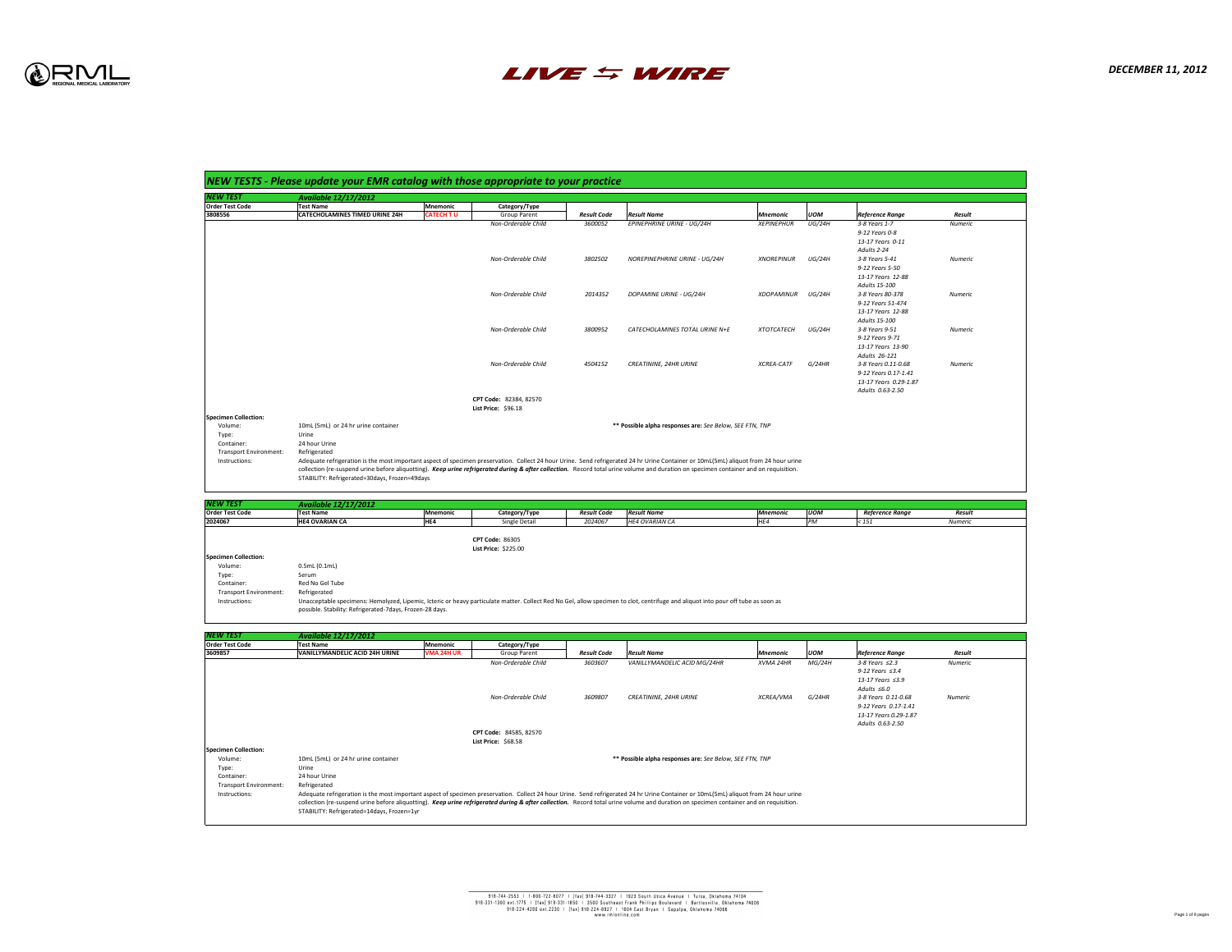RML REGIONAL MEDICAL LABORATORY

LIVE ⇆ WIRE

***DECEMBER 11, 2012***

## *NEW TESTS - Please update your EMR catalog with those appropriate to your practice*

### *NEW TEST* — *Available 12/17/2012*

| Order Test Code | Test Name | Mnemonic | Category/Type | Result Code | Result Name | Mnemonic | UOM | Reference Range | Result |
|---|---|---|---|---|---|---|---|---|---|
| **3808556** | **CATECHOLAMINES TIMED URINE 24H** | **CATECH T U** | Group Parent | | | | | | |
| | | | *Non-Orderable Child* | *3600052* | *EPINEPHRINE URINE - UG/24H* | *XEPINEPHUR* | *UG/24H* | *3-8 Years 1-7*<br>*9-12 Years 0-8*<br>*13-17 Years 0-11*<br>*Adults 2-24* | *Numeric* |
| | | | *Non-Orderable Child* | *3802502* | *NOREPINEPHRINE URINE - UG/24H* | *XNOREPINUR* | *UG/24H* | *3-8 Years 5-41*<br>*9-12 Years 5-50*<br>*13-17 Years 12-88*<br>*Adults 15-100* | *Numeric* |
| | | | *Non-Orderable Child* | *2014352* | *DOPAMINE URINE - UG/24H* | *XDOPAMINUR* | *UG/24H* | *3-8 Years 80-378*<br>*9-12 Years 51-474*<br>*13-17 Years 12-88*<br>*Adults 15-100* | *Numeric* |
| | | | *Non-Orderable Child* | *3800952* | *CATECHOLAMINES TOTAL URINE N+E* | *XTOTCATECH* | *UG/24H* | *3-8 Years 9-51*<br>*9-12 Years 9-71*<br>*13-17 Years 13-90*<br>*Adults 26-121* | *Numeric* |
| | | | *Non-Orderable Child* | *4504152* | *CREATININE, 24HR URINE* | *XCREA-CATF* | *G/24HR* | *3-8 Years 0.11-0.68*<br>*9-12 Years 0.17-1.41*<br>*13-17 Years 0.29-1.87*<br>*Adults 0.63-2.50* | *Numeric* |

**CPT Code:** 82384, 82570
**List Price:** $96.18

**Specimen Collection:**

- Volume: 10mL (5mL) or 24 hr urine container
- Type: Urine
- Container: 24 hour Urine
- Transport Environment: Refrigerated
- Instructions: Adequate refrigeration is the most important aspect of specimen preservation. Collect 24 hour Urine. Send refrigerated 24 hr Urine Container or 10mL(5mL) aliquot from 24 hour urine collection (re-suspend urine before aliquotting). ***Keep urine refrigerated during & after collection.*** Record total urine volume and duration on specimen container and on requisition. STABILITY: Refrigerated=30days, Frozen=49days

\*\* Possible alpha responses are: *See Below, SEE FTN, TNP*

### *NEW TEST* — *Available 12/17/2012*

| Order Test Code | Test Name | Mnemonic | Category/Type | Result Code | Result Name | Mnemonic | UOM | Reference Range | Result |
|---|---|---|---|---|---|---|---|---|---|
| **2024067** | **HE4 OVARIAN CA** | **HE4** | Single Detail | *2024067* | *HE4 OVARIAN CA* | *HE4* | *PM* | *< 151* | *Numeric* |

**CPT Code:** 86305
**List Price:** $225.00

**Specimen Collection:**

- Volume: 0.5mL (0.1mL)
- Type: Serum
- Container: Red No Gel Tube
- Transport Environment: Refrigerated
- Instructions: Unacceptable specimens: Hemolyzed, Lipemic, Icteric or heavy particulate matter. Collect Red No Gel, allow specimen to clot, centrifuge and aliquot into pour off tube as soon as possible. Stability: Refrigerated-7days, Frozen-28 days.

### *NEW TEST* — *Available 12/17/2012*

| Order Test Code | Test Name | Mnemonic | Category/Type | Result Code | Result Name | Mnemonic | UOM | Reference Range | Result |
|---|---|---|---|---|---|---|---|---|---|
| **3609857** | **VANILLYMANDELIC ACID 24H URINE** | **VMA 24H UR** | Group Parent | | | | | | |
| | | | *Non-Orderable Child* | *3603607* | *VANILLYMANDELIC ACID MG/24HR* | *XVMA 24HR* | *MG/24H* | *3-8 Years ≤2.3*<br>*9-12 Years ≤3.4*<br>*13-17 Years ≤3.9*<br>*Adults ≤6.0* | *Numeric* |
| | | | *Non-Orderable Child* | *3609807* | *CREATININE, 24HR URINE* | *XCREA/VMA* | *G/24HR* | *3-8 Years 0.11-0.68*<br>*9-12 Years 0.17-1.41*<br>*13-17 Years 0.29-1.87*<br>*Adults 0.63-2.50* | *Numeric* |

**CPT Code:** 84585, 82570
**List Price:** $68.58

**Specimen Collection:**

- Volume: 10mL (5mL) or 24 hr urine container
- Type: Urine
- Container: 24 hour Urine
- Transport Environment: Refrigerated
- Instructions: Adequate refrigeration is the most important aspect of specimen preservation. Collect 24 hour Urine. Send refrigerated 24 hr Urine Container or 10mL(5mL) aliquot from 24 hour urine collection (re-suspend urine before aliquotting). ***Keep urine refrigerated during & after collection.*** Record total urine volume and duration on specimen container and on requisition. STABILITY: Refrigerated=14days, Frozen=1yr

\*\* Possible alpha responses are: *See Below, SEE FTN, TNP*

918-744-2553 | 1-800-722-8077 | [fax] 918-744-3327 | 1923 South Utica Avenue | Tulsa, Oklahoma 74104
918-331-1300 ext.1775 | [fax] 918-331-1850 | 3500 Southeast Frank Phillips Boulevard | Bartlesville, Oklahoma 74006
918-224-4280 ext.2230 | [fax] 918-224-8927 | 1604 East Bryan | Sapulpa, Oklahoma 74066
www.rmlonline.com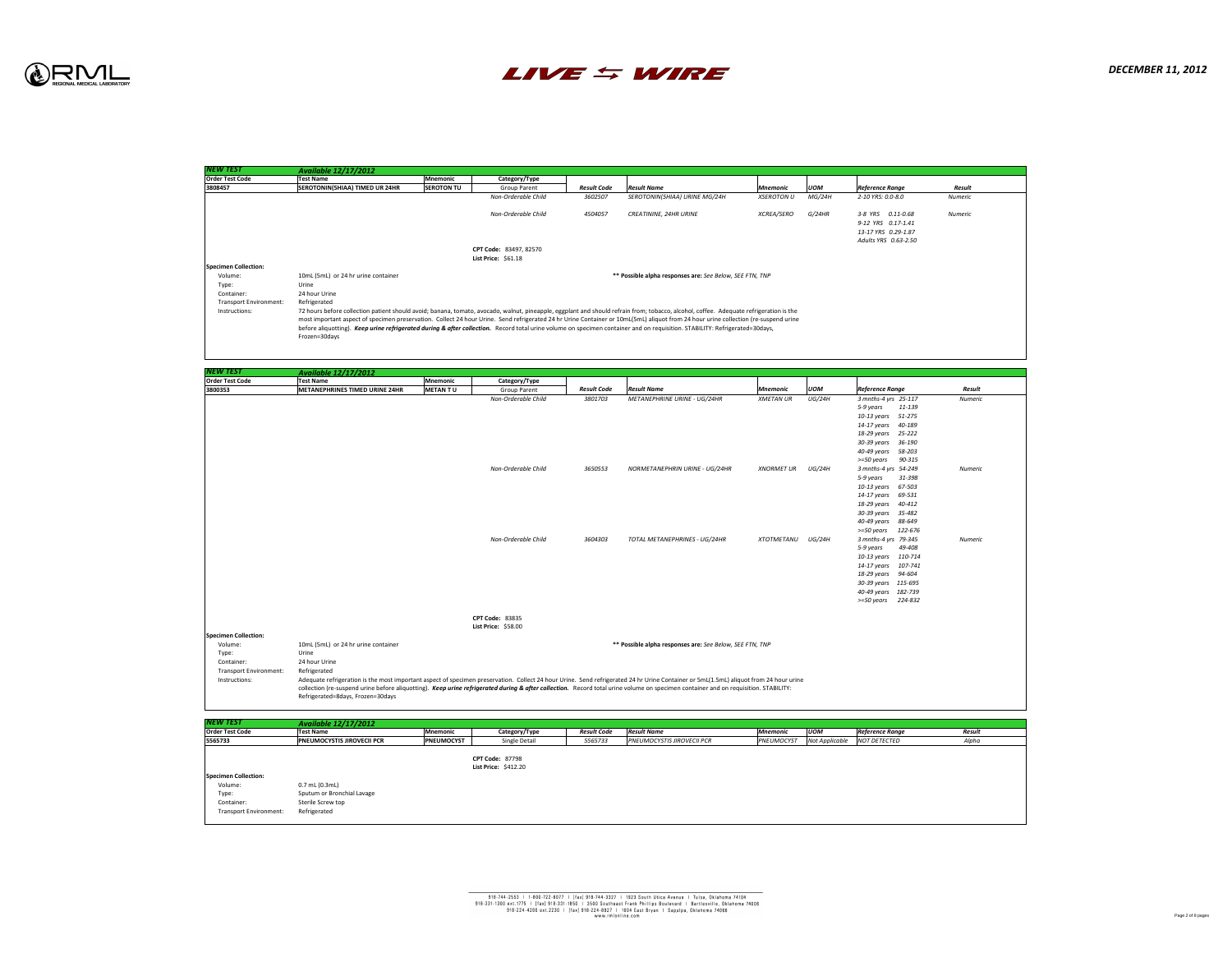## NEW TEST — Available 12/17/2012

| Order Test Code | Test Name | Mnemonic | Category/Type | Result Code | Result Name | Mnemonic | UOM | Reference Range | Result |
|---|---|---|---|---|---|---|---|---|---|
| 3808457 | **SEROTONIN(5HIAA) TIMED UR 24HR** | **SEROTON TU** | Group Parent | | | | | | |
| | | | *Non-Orderable Child* | *3602507* | *SEROTONIN(5HIAA) URINE MG/24H* | *XSEROTON U* | *MG/24H* | *2-10 YRS: 0.0-8.0* | *Numeric* |
| | | | *Non-Orderable Child* | *4504057* | *CREATININE, 24HR URINE* | *XCREA/SERO* | *G/24HR* | *3-8 YRS 0.11-0.68*<br>*9-12 YRS 0.17-1.41*<br>*13-17 YRS 0.29-1.87*<br>*Adults YRS 0.63-2.50* | *Numeric* |

**CPT Code:** 83497, 82570
**List Price:** $61.18

**Specimen Collection:**

- Volume: 10mL (5mL) or 24 hr urine container
- Type: Urine
- Container: 24 hour Urine
- Transport Environment: Refrigerated
- Instructions: 72 hours before collection patient should avoid; banana, tomato, avocado, walnut, pineapple, eggplant and should refrain from; tobacco, alcohol, coffee. Adequate refrigeration is the most important aspect of specimen preservation. Collect 24 hour Urine. Send refrigerated 24 hr Urine Container or 10mL(5mL) aliquot from 24 hour urine collection (re-suspend urine before aliquotting). ***Keep urine refrigerated during & after collection.*** Record total urine volume on specimen container and on requisition. STABILITY: Refrigerated=30days, Frozen=30days

** Possible alpha responses are: *See Below, SEE FTN, TNP*

## NEW TEST — Available 12/17/2012

| Order Test Code | Test Name | Mnemonic | Category/Type | Result Code | Result Name | Mnemonic | UOM | Reference Range | Result |
|---|---|---|---|---|---|---|---|---|---|
| 3800353 | **METANEPHRINES TIMED URINE 24HR** | **METAN T U** | Group Parent | | | | | | |
| | | | *Non-Orderable Child* | *3801703* | *METANEPHRINE URINE - UG/24HR* | *XMETAN UR* | *UG/24H* | *3 mnths-4 yrs 25-117*<br>*5-9 years 11-139*<br>*10-13 years 51-275*<br>*14-17 years 40-189*<br>*18-29 years 25-222*<br>*30-39 years 36-190*<br>*40-49 years 58-203*<br>*>=50 years 90-315* | *Numeric* |
| | | | *Non-Orderable Child* | *3650553* | *NORMETANEPHRIN URINE - UG/24HR* | *XNORMET UR* | *UG/24H* | *3 mnths-4 yrs 54-249*<br>*5-9 years 31-398*<br>*10-13 years 67-503*<br>*14-17 years 69-531*<br>*18-29 years 40-412*<br>*30-39 years 35-482*<br>*40-49 years 88-649*<br>*>=50 years 122-676* | *Numeric* |
| | | | *Non-Orderable Child* | *3604303* | *TOTAL METANEPHRINES - UG/24HR* | *XTOTMETANU* | *UG/24H* | *3 mnths-4 yrs 79-345*<br>*5-9 years 49-408*<br>*10-13 years 110-714*<br>*14-17 years 107-741*<br>*18-29 years 94-604*<br>*30-39 years 115-695*<br>*40-49 years 182-739*<br>*>=50 years 224-832* | *Numeric* |

**CPT Code:** 83835
**List Price:** $58.00

**Specimen Collection:**

- Volume: 10mL (5mL) or 24 hr urine container
- Type: Urine
- Container: 24 hour Urine
- Transport Environment: Refrigerated
- Instructions: Adequate refrigeration is the most important aspect of specimen preservation. Collect 24 hour Urine. Send refrigerated 24 hr Urine Container or 5mL(1.5mL) aliquot from 24 hour urine collection (re-suspend urine before aliquotting). ***Keep urine refrigerated during & after collection.*** Record total urine volume on specimen container and on requisition. STABILITY: Refrigerated=8days, Frozen=30days

** Possible alpha responses are: *See Below, SEE FTN, TNP*

## NEW TEST — Available 12/17/2012

| Order Test Code | Test Name | Mnemonic | Category/Type | Result Code | Result Name | Mnemonic | UOM | Reference Range | Result |
|---|---|---|---|---|---|---|---|---|---|
| 5565733 | **PNEUMOCYSTIS JIROVECII PCR** | **PNEUMOCYST** | Single Detail | *5565733* | *PNEUMOCYSTIS JIROVECII PCR* | *PNEUMOCYST* | *Not Applicable* | *NOT DETECTED* | *Alpha* |

**CPT Code:** 87798
**List Price:** $412.20

**Specimen Collection:**

- Volume: 0.7 mL (0.3mL)
- Type: Sputum or Bronchial Lavage
- Container: Sterile Screw top
- Transport Environment: Refrigerated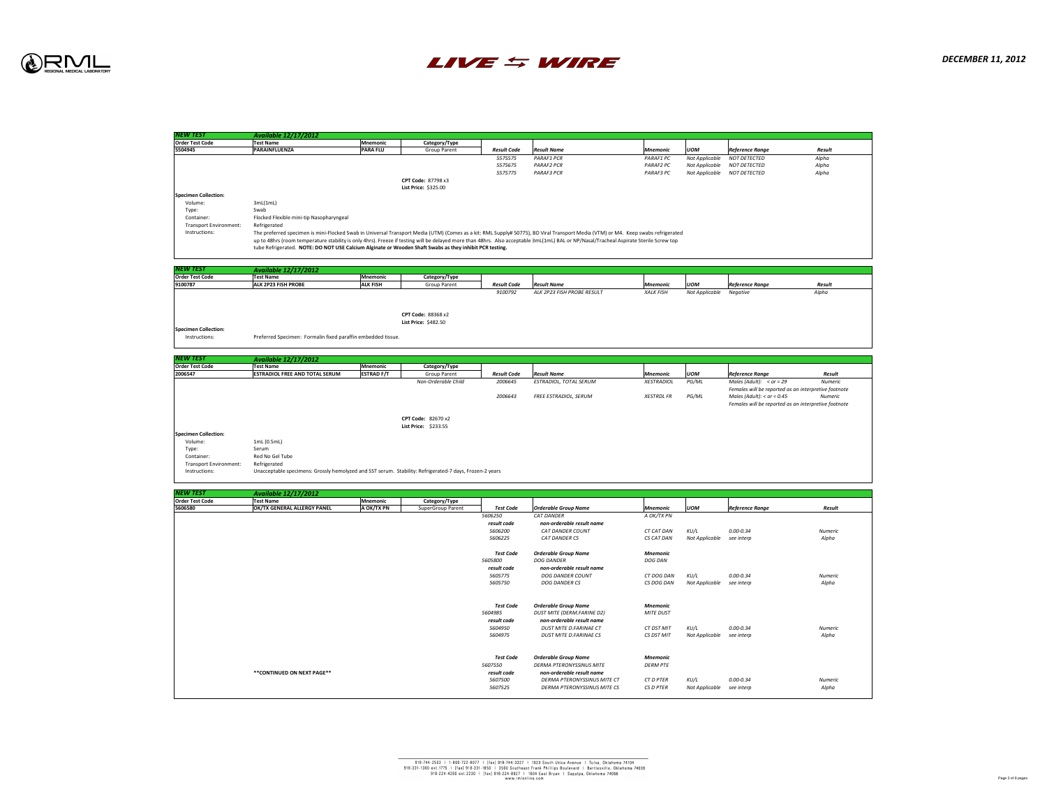RML REGIONAL MEDICAL LABORATORY

# LIVE ⇆ WIRE

**DECEMBER 11, 2012**

## NEW TEST — Available 12/17/2012

| Order Test Code | Test Name | Mnemonic | Category/Type | Result Code | Result Name | Mnemonic | UOM | Reference Range | Result |
|---|---|---|---|---|---|---|---|---|---|
| 5504945 | PARAINFLUENZA | PARA FLU | Group Parent | 5575575 | PARAF1 PCR | PARAF1 PC | Not Applicable | NOT DETECTED | Alpha |
| | | | | 5575675 | PARAF2 PCR | PARAF2 PC | Not Applicable | NOT DETECTED | Alpha |
| | | | | 5575775 | PARAF3 PCR | PARAF3 PC | Not Applicable | NOT DETECTED | Alpha |

**CPT Code:** 87798 x3
**List Price:** $325.00

**Specimen Collection:**

- Volume: 3mL(1mL)
- Type: Swab
- Container: Flocked Flexible mini-tip Nasopharyngeal
- Transport Environment: Refrigerated
- Instructions: The preferred specimen is mini-Flocked Swab in Universal Transport Media (UTM) (Comes as a kit: RML Supply# 50775), BD Viral Transport Media (VTM) or M4. Keep swabs refrigerated up to 48hrs (room temperature stability is only 4hrs). Freeze if testing will be delayed more than 48hrs. Also acceptable 3mL(1mL) BAL or NP/Nasal/Tracheal Aspirate Sterile Screw top tube Refrigerated. **NOTE: DO NOT USE Calcium Alginate or Wooden Shaft Swabs as they inhibit PCR testing.**

## NEW TEST — Available 12/17/2012

| Order Test Code | Test Name | Mnemonic | Category/Type | Result Code | Result Name | Mnemonic | UOM | Reference Range | Result |
|---|---|---|---|---|---|---|---|---|---|
| 9100787 | ALK 2P23 FISH PROBE | ALK FISH | Group Parent | 9100792 | ALK 2P23 FISH PROBE RESULT | XALK FISH | Not Applicable | Negative | Alpha |

**CPT Code:** 88368 x2
**List Price:** $482.50

**Specimen Collection:**

- Instructions: Preferred Specimen: Formalin fixed paraffin embedded tissue.

## NEW TEST — Available 12/17/2012

| Order Test Code | Test Name | Mnemonic | Category/Type | Result Code | Result Name | Mnemonic | UOM | Reference Range | Result |
|---|---|---|---|---|---|---|---|---|---|
| 2006547 | ESTRADIOL FREE AND TOTAL SERUM | ESTRAD F/T | Group Parent | | | | | | |
| | | | Non-Orderable Child | 2006645 | ESTRADIOL, TOTAL SERUM | XESTRADIOL | PG/ML | Males (Adult): < or = 29 Females will be reported as an interpretive footnote | Numeric |
| | | | | 2006643 | FREE ESTRADIOL, SERUM | XESTRDL FR | PG/ML | Males (Adult): < or = 0.45 Females will be reported as an interpretive footnote | Numeric |

**CPT Code:** 82670 x2
**List Price:** $233.55

**Specimen Collection:**

- Volume: 1mL (0.5mL)
- Type: Serum
- Container: Red No Gel Tube
- Transport Environment: Refrigerated
- Instructions: Unacceptable specimens: Grossly hemolyzed and SST serum. Stability: Refrigerated-7 days, Frozen-2 years

## NEW TEST — Available 12/17/2012

| Order Test Code | Test Name | Mnemonic | Category/Type | Test Code | Orderable Group Name | Mnemonic | UOM | Reference Range | Result |
|---|---|---|---|---|---|---|---|---|---|
| 5606580 | OK/TX GENERAL ALLERGY PANEL | A OK/TX PN | SuperGroup Parent | 5606250 | CAT DANDER | A OK/TX PN | | | |
| | | | | *result code* | *non-orderable result name* | | | | |
| | | | | 5606200 | CAT DANDER COUNT | CT CAT DAN | KU/L | 0.00-0.34 | Numeric |
| | | | | 5606225 | CAT DANDER CS | CS CAT DAN | Not Applicable | see interp | Alpha |
| | | | | **Test Code** | **Orderable Group Name** | **Mnemonic** | | | |
| | | | | 5605800 | DOG DANDER | DOG DAN | | | |
| | | | | *result code* | *non-orderable result name* | | | | |
| | | | | 5605775 | DOG DANDER COUNT | CT DOG DAN | KU/L | 0.00-0.34 | Numeric |
| | | | | 5605750 | DOG DANDER CS | CS DOG DAN | Not Applicable | see interp | Alpha |
| | | | | **Test Code** | **Orderable Group Name** | **Mnemonic** | | | |
| | | | | 5604985 | DUST MITE (DERM.FARINE D2) | MITE DUST | | | |
| | | | | *result code* | *non-orderable result name* | | | | |
| | | | | 5604950 | DUST MITE D.FARINAE CT | CT DST MIT | KU/L | 0.00-0.34 | Numeric |
| | | | | 5604975 | DUST MITE D.FARINAE CS | CS DST MIT | Not Applicable | see interp | Alpha |
| | | | | **Test Code** | **Orderable Group Name** | **Mnemonic** | | | |
| | | | | 5607550 | DERMA PTERONYSSINUS MITE | DERM PTE | | | |
| | **CONTINUED ON NEXT PAGE** | | | *result code* | *non-orderable result name* | | | | |
| | | | | 5607500 | DERMA PTERONYSSINUS MITE CT | CT D PTER | KU/L | 0.00-0.34 | Numeric |
| | | | | 5607525 | DERMA PTERONYSSINUS MITE CS | CS D PTER | Not Applicable | see interp | Alpha |

918-744-2553 | 1-800-722-8077 | [fax] 918-744-3327 | 1923 South Utica Avenue | Tulsa, Oklahoma 74104
918-331-1300 ext.1775 | [fax] 918-331-1850 | 3500 Southeast Frank Phillips Boulevard | Bartlesville, Oklahoma 74006
918-224-4280 ext.2230 | [fax] 918-224-8927 | 1604 East Bryan | Sapulpa, Oklahoma 74066
www.rmlonline.com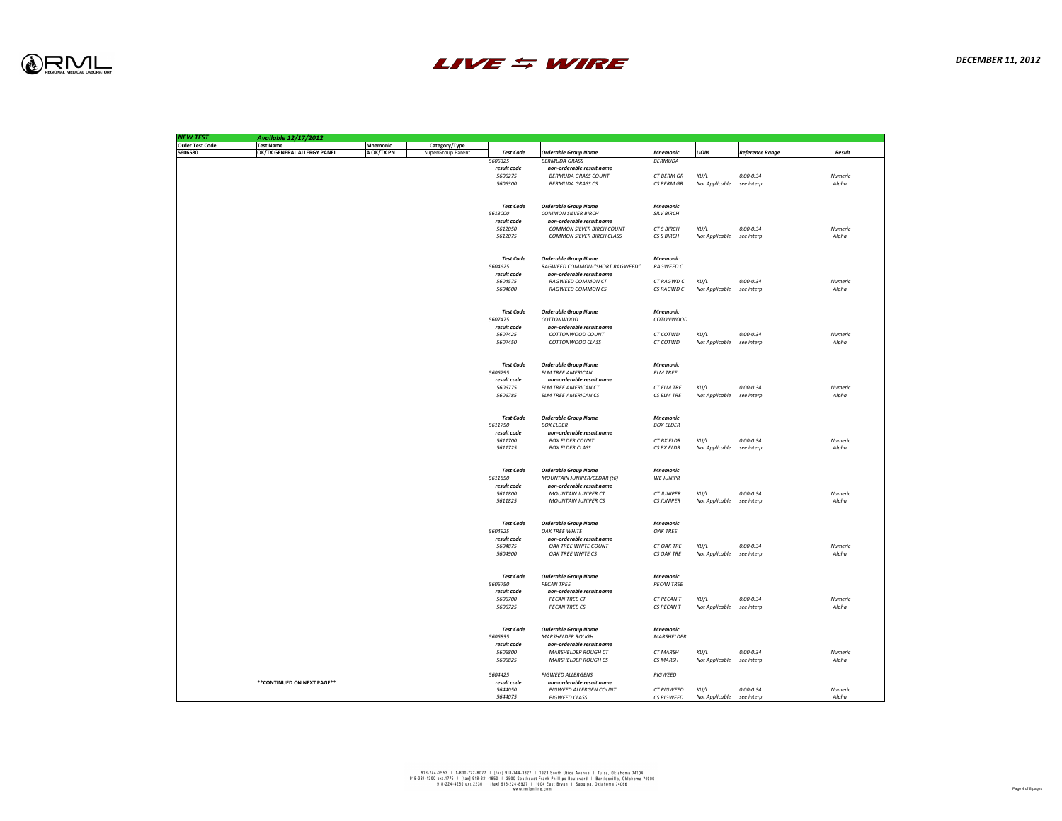**NEW TEST** *Available 12/17/2012*

| Order Test Code | Test Name | Mnemonic | Category/Type | Test Code | Orderable Group Name | Mnemonic | UOM | Reference Range | Result |
|---|---|---|---|---|---|---|---|---|---|
| 5606580 | OK/TX GENERAL ALLERGY PANEL | A OK/TX PN | SuperGroup Parent | *Test Code* | *Orderable Group Name* | *Mnemonic* | *UOM* | *Reference Range* | *Result* |
| | | | | 5606325 | BERMUDA GRASS | BERMUDA | | | |
| | | | | *result code* | *non-orderable result name* | | | | |
| | | | | 5606275 | BERMUDA GRASS COUNT | CT BERM GR | KU/L | 0.00-0.34 | Numeric |
| | | | | 5606300 | BERMUDA GRASS CS | CS BERM GR | Not Applicable | see interp | Alpha |
| | | | | *Test Code* | *Orderable Group Name* | *Mnemonic* | | | |
| | | | | 5613000 | COMMON SILVER BIRCH | SILV BIRCH | | | |
| | | | | *result code* | *non-orderable result name* | | | | |
| | | | | 5612050 | COMMON SILVER BIRCH COUNT | CT S BIRCH | KU/L | 0.00-0.34 | Numeric |
| | | | | 5612075 | COMMON SILVER BIRCH CLASS | CS S BIRCH | Not Applicable | see interp | Alpha |
| | | | | *Test Code* | *Orderable Group Name* | *Mnemonic* | | | |
| | | | | 5604625 | RAGWEED COMMON-"SHORT RAGWEED" | RAGWEED C | | | |
| | | | | *result code* | *non-orderable result name* | | | | |
| | | | | 5604575 | RAGWEED COMMON CT | CT RAGWD C | KU/L | 0.00-0.34 | Numeric |
| | | | | 5604600 | RAGWEED COMMON CS | CS RAGWD C | Not Applicable | see interp | Alpha |
| | | | | *Test Code* | *Orderable Group Name* | *Mnemonic* | | | |
| | | | | 5607475 | COTTONWOOD | COTONWOOD | | | |
| | | | | *result code* | *non-orderable result name* | | | | |
| | | | | 5607425 | COTTONWOOD COUNT | CT COTWD | KU/L | 0.00-0.34 | Numeric |
| | | | | 5607450 | COTTONWOOD CLASS | CT COTWD | Not Applicable | see interp | Alpha |
| | | | | *Test Code* | *Orderable Group Name* | *Mnemonic* | | | |
| | | | | 5606795 | ELM TREE AMERICAN | ELM TREE | | | |
| | | | | *result code* | *non-orderable result name* | | | | |
| | | | | 5606775 | ELM TREE AMERICAN CT | CT ELM TRE | KU/L | 0.00-0.34 | Numeric |
| | | | | 5606785 | ELM TREE AMERICAN CS | CS ELM TRE | Not Applicable | see interp | Alpha |
| | | | | *Test Code* | *Orderable Group Name* | *Mnemonic* | | | |
| | | | | 5611750 | BOX ELDER | BOX ELDER | | | |
| | | | | *result code* | *non-orderable result name* | | | | |
| | | | | 5611700 | BOX ELDER COUNT | CT BX ELDR | KU/L | 0.00-0.34 | Numeric |
| | | | | 5611725 | BOX ELDER CLASS | CS BX ELDR | Not Applicable | see interp | Alpha |
| | | | | *Test Code* | *Orderable Group Name* | *Mnemonic* | | | |
| | | | | 5611850 | MOUNTAIN JUNIPER/CEDAR (t6) | WE JUNIPR | | | |
| | | | | *result code* | *non-orderable result name* | | | | |
| | | | | 5611800 | MOUNTAIN JUNIPER CT | CT JUNIPER | KU/L | 0.00-0.34 | Numeric |
| | | | | 5611825 | MOUNTAIN JUNIPER CS | CS JUNIPER | Not Applicable | see interp | Alpha |
| | | | | *Test Code* | *Orderable Group Name* | *Mnemonic* | | | |
| | | | | 5604925 | OAK TREE WHITE | OAK TREE | | | |
| | | | | *result code* | *non-orderable result name* | | | | |
| | | | | 5604875 | OAK TREE WHITE COUNT | CT OAK TRE | KU/L | 0.00-0.34 | Numeric |
| | | | | 5604900 | OAK TREE WHITE CS | CS OAK TRE | Not Applicable | see interp | Alpha |
| | | | | *Test Code* | *Orderable Group Name* | *Mnemonic* | | | |
| | | | | 5606750 | PECAN TREE | PECAN TREE | | | |
| | | | | *result code* | *non-orderable result name* | | | | |
| | | | | 5606700 | PECAN TREE CT | CT PECAN T | KU/L | 0.00-0.34 | Numeric |
| | | | | 5606725 | PECAN TREE CS | CS PECAN T | Not Applicable | see interp | Alpha |
| | | | | *Test Code* | *Orderable Group Name* | *Mnemonic* | | | |
| | | | | 5606835 | MARSHELDER ROUGH | MARSHELDER | | | |
| | | | | *result code* | *non-orderable result name* | | | | |
| | | | | 5606800 | MARSHELDER ROUGH CT | CT MARSH | KU/L | 0.00-0.34 | Numeric |
| | | | | 5606825 | MARSHELDER ROUGH CS | CS MARSH | Not Applicable | see interp | Alpha |
| | | | | 5604425 | PIGWEED ALLERGENS | PIGWEED | | | |
| | **CONTINUED ON NEXT PAGE** | | | *result code* | *non-orderable result name* | | | | |
| | | | | 5644050 | PIGWEED ALLERGEN COUNT | CT PIGWEED | KU/L | 0.00-0.34 | Numeric |
| | | | | 5644075 | PIGWEED CLASS | CS PIGWEED | Not Applicable | see interp | Alpha |

918-744-2553 | 1-800-722-8077 | [fax] 918-744-3327 | 1923 South Utica Avenue | Tulsa, Oklahoma 74104
918-331-1300 ext.1775 | [fax] 918-331-1850 | 3500 Southeast Frank Phillips Boulevard | Bartlesville, Oklahoma 74006
918-224-4280 ext.2230 | [fax] 918-224-8927 | 1604 East Bryan | Sapulpa, Oklahoma 74066
www.rmlonline.com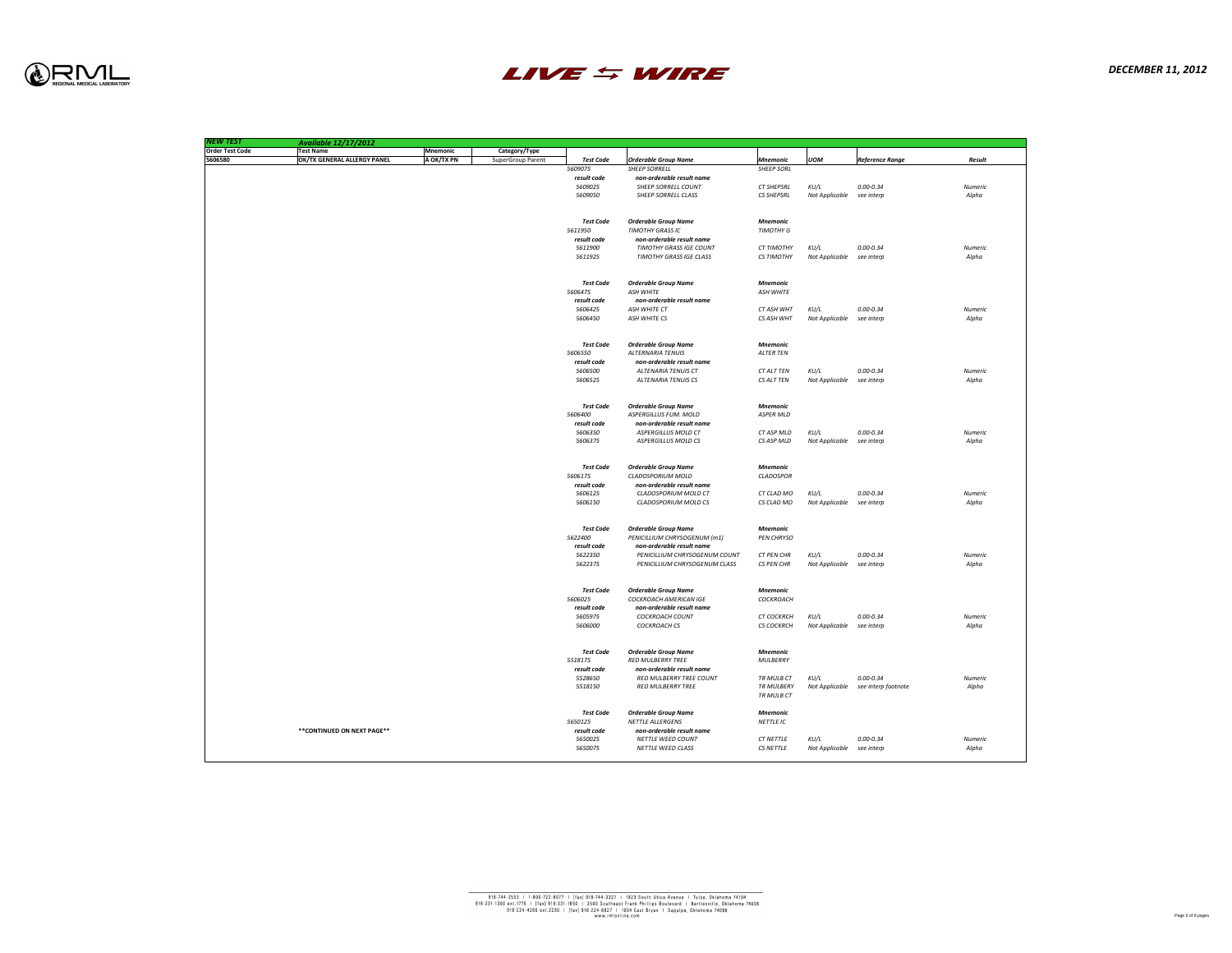| NEW TEST | Available 12/17/2012 | | | | | | | | |
|---|---|---|---|---|---|---|---|---|---|
| **Order Test Code** | **Test Name** | **Mnemonic** | **Category/Type** | | | | | | |
| **5606580** | **OK/TX GENERAL ALLERGY PANEL** | **A OK/TX PN** | SuperGroup Parent | ***Test Code*** | ***Orderable Group Name*** | ***Mnemonic*** | ***UOM*** | ***Reference Range*** | ***Result*** |
| | | | | *5609075* | *SHEEP SORRELL* | *SHEEP SORL* | | | |
| | | | | ***result code*** | ***non-orderable result name*** | | | | |
| | | | | *5609025* | *SHEEP SORRELL COUNT* | *CT SHEPSRL* | *KU/L* | *0.00-0.34* | *Numeric* |
| | | | | *5609050* | *SHEEP SORRELL CLASS* | *CS SHEPSRL* | *Not Applicable* | *see interp* | *Alpha* |
| | | | | ***Test Code*** | ***Orderable Group Name*** | ***Mnemonic*** | | | |
| | | | | *5611950* | *TIMOTHY GRASS IC* | *TIMOTHY G* | | | |
| | | | | ***result code*** | ***non-orderable result name*** | | | | |
| | | | | *5611900* | *TIMOTHY GRASS IGE COUNT* | *CT TIMOTHY* | *KU/L* | *0.00-0.34* | *Numeric* |
| | | | | *5611925* | *TIMOTHY GRASS IGE CLASS* | *CS TIMOTHY* | *Not Applicable* | *see interp* | *Alpha* |
| | | | | ***Test Code*** | ***Orderable Group Name*** | ***Mnemonic*** | | | |
| | | | | *5606475* | *ASH WHITE* | *ASH WHITE* | | | |
| | | | | ***result code*** | ***non-orderable result name*** | | | | |
| | | | | *5606425* | *ASH WHITE CT* | *CT ASH WHT* | *KU/L* | *0.00-0.34* | *Numeric* |
| | | | | *5606450* | *ASH WHITE CS* | *CS ASH WHT* | *Not Applicable* | *see interp* | *Alpha* |
| | | | | ***Test Code*** | ***Orderable Group Name*** | ***Mnemonic*** | | | |
| | | | | *5606550* | *ALTERNARIA TENUIS* | *ALTER TEN* | | | |
| | | | | ***result code*** | ***non-orderable result name*** | | | | |
| | | | | *5606500* | *ALTENARIA TENUIS CT* | *CT ALT TEN* | *KU/L* | *0.00-0.34* | *Numeric* |
| | | | | *5606525* | *ALTENARIA TENUIS CS* | *CS ALT TEN* | *Not Applicable* | *see interp* | *Alpha* |
| | | | | ***Test Code*** | ***Orderable Group Name*** | ***Mnemonic*** | | | |
| | | | | *5606400* | *ASPERGILLUS FUM. MOLD* | *ASPER MLD* | | | |
| | | | | ***result code*** | ***non-orderable result name*** | | | | |
| | | | | *5606350* | *ASPERGILLUS MOLD CT* | *CT ASP MLD* | *KU/L* | *0.00-0.34* | *Numeric* |
| | | | | *5606375* | *ASPERGILLUS MOLD CS* | *CS ASP MLD* | *Not Applicable* | *see interp* | *Alpha* |
| | | | | ***Test Code*** | ***Orderable Group Name*** | ***Mnemonic*** | | | |
| | | | | *5606175* | *CLADOSPORIUM MOLD* | *CLADOSPOR* | | | |
| | | | | ***result code*** | ***non-orderable result name*** | | | | |
| | | | | *5606125* | *CLADOSPORIUM MOLD CT* | *CT CLAD MO* | *KU/L* | *0.00-0.34* | *Numeric* |
| | | | | *5606150* | *CLADOSPORIUM MOLD CS* | *CS CLAD MO* | *Not Applicable* | *see interp* | *Alpha* |
| | | | | ***Test Code*** | ***Orderable Group Name*** | ***Mnemonic*** | | | |
| | | | | *5622400* | *PENICILLIUM CHRYSOGENUM (m1)* | *PEN CHRYSO* | | | |
| | | | | ***result code*** | ***non-orderable result name*** | | | | |
| | | | | *5622350* | *PENICILLIUM CHRYSOGENUM COUNT* | *CT PEN CHR* | *KU/L* | *0.00-0.34* | *Numeric* |
| | | | | *5622375* | *PENICILLIUM CHRYSOGENUM CLASS* | *CS PEN CHR* | *Not Applicable* | *see interp* | *Alpha* |
| | | | | ***Test Code*** | ***Orderable Group Name*** | ***Mnemonic*** | | | |
| | | | | *5606025* | *COCKROACH AMERICAN IGE* | *COCKROACH* | | | |
| | | | | ***result code*** | ***non-orderable result name*** | | | | |
| | | | | *5605975* | *COCKROACH COUNT* | *CT COCKRCH* | *KU/L* | *0.00-0.34* | *Numeric* |
| | | | | *5606000* | *COCKROACH CS* | *CS COCKRCH* | *Not Applicable* | *see interp* | *Alpha* |
| | | | | ***Test Code*** | ***Orderable Group Name*** | ***Mnemonic*** | | | |
| | | | | *5518175* | *RED MULBERRY TREE* | *MULBERRY* | | | |
| | | | | ***result code*** | ***non-orderable result name*** | | | | |
| | | | | *5528650* | *RED MULBERRY TREE COUNT* | *TR MULB CT* | *KU/L* | *0.00-0.34* | *Numeric* |
| | | | | *5518150* | *RED MULBERRY TREE* | *TR MULBERY* | *Not Applicable* | *see interp footnote* | *Alpha* |
| | | | | | | *TR MULB CT* | | | |
| | | | | ***Test Code*** | ***Orderable Group Name*** | ***Mnemonic*** | | | |
| | | | | *5650125* | *NETTLE ALLERGENS* | *NETTLE IC* | | | |
| | **\*\*CONTINUED ON NEXT PAGE\*\*** | | | ***result code*** | ***non-orderable result name*** | | | | |
| | | | | *5650025* | *NETTLE WEED COUNT* | *CT NETTLE* | *KU/L* | *0.00-0.34* | *Numeric* |
| | | | | *5650075* | *NETTLE WEED CLASS* | *CS NETTLE* | *Not Applicable* | *see interp* | *Alpha* |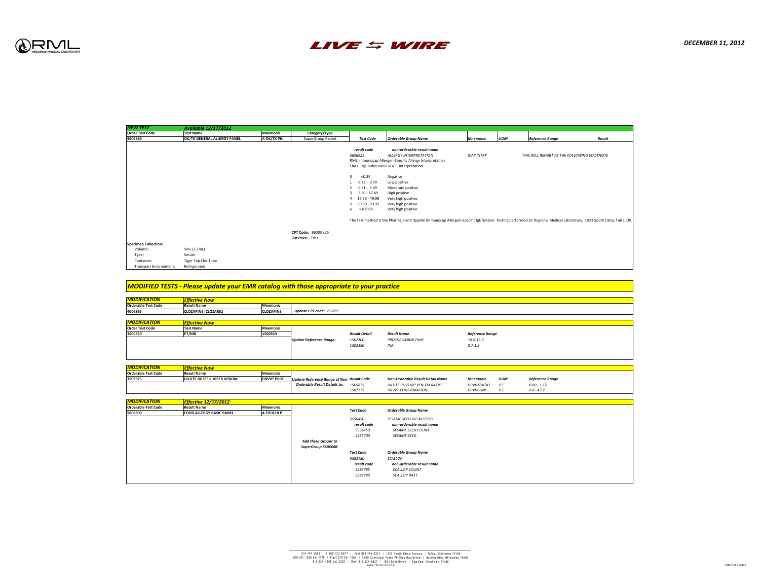# RML REGIONAL MEDICAL LABORATORY

## LIVE ⇆ WIRE

**DECEMBER 11, 2012**

## NEW TEST — *Available 12/17/2012*

| Order Test Code | Test Name | Mnemonic | Category/Type |
|---|---|---|---|
| 5606580 | OK/TX GENERAL ALLERGY PANEL | A OK/TX PN | SuperGroup Parent |

| Test Code | Orderable Group Name | Mnemonic | UOM | Reference Range | Result |
|---|---|---|---|---|---|
| *result code* | *non-orderable result name* | | | | |
| 5606925 | ALLERGY INTERPRETATION | ICAP INTRP | | THIS WILL REPORT AS THE FOLLOWING FOOTNOTE | |

RML Immunocap Allergen-Specific Allergy Interpretation

| Class | IgE Index Value kU/L | Interpretation |
|---|---|---|
| 0 | <0.35 | Negative |
| 1 | 0.35 - 0.70 | Low positive |
| 2 | 0.71 - 3.49 | Moderate positive |
| 3 | 3.50 - 17.49 | High positive |
| 4 | 17.50 - 49.99 | Very high positive |
| 5 | 50.00 - 99.99 | Very high positive |
| 6 | >100.00 | Very high positive |

The test method is the Pharmcia and Upjohn Immunocap Allergen-Specific IgE System. Testing performed at: Regional Medical Laboratory, 1923 South Utica, Tulsa, OK.

**CPT Code:** 86003 x25
**List Price:** TBD

**Specimen Collection:**

| | |
|---|---|
| Volume: | 5mL (2.5mL) |
| Type: | Serum |
| Container: | Tiger Top Clot Tube |
| Transport Environment: | Refrigerated |

## MODIFIED TESTS - Please update your EMR catalog with those appropriate to your practice

### MODIFICATION — *Effective Now*

| Orderable Test Code | Result Name | Mnemonic | |
|---|---|---|---|
| 4006865 | CLOZAPINE (CLOZARIL) | CLOZAPINE | *Update CPT code: 83789* |

### MODIFICATION — *Effective Now*

| Order Test Code | Test Name | Mnemonic |
|---|---|---|
| 1500350 | PT/INR | 1500350 |

*Update Reference Range:*

| Result Detail | Result Name | Reference Range |
|---|---|---|
| 1502100 | PROTHROMBIN TIME | 10.5-15.7 |
| 1502350 | INR | 0.7-1.3 |

### MODIFICATION — *Effective Now*

| Orderable Test Code | Result Name | Mnemonic |
|---|---|---|
| 1505975 | DILUTE RUSSELL VIPER VENOM | DRVVT PROF |

*Update Reference Range of Non-Orderable Result Details to:*

| Result Code | Non-Orderable Result Detail Name | Mnemonic | UOM | Reference Range |
|---|---|---|---|---|
| 1505875 | DILUTE RUSS VIP VEN TM RATIO | DRVVTRATIO | SEC | 0.00 - 1.17 |
| 1507775 | DRVVT CONFIRMATION | DRVVCONF | SEC | 0.0 - 43.7 |

### MODIFICATION — *Effective 12/17/2012*

| Orderable Test Code | Result Name | Mnemonic |
|---|---|---|
| 5606600 | FOOD ALLERGY BASIC PANEL | A FOOD B P |

*Add these Groups to SuperGroup 5606600:*

| Test Code | Orderable Group Name |
|---|---|
| 5556450 | SESAME SEED IGE ALLERGY |
| *result code* | *non-orderable result name* |
| 5531450 | SESAME SEED COUNT |
| 5555700 | SESAME SEED |

| Test Code | Orderable Group Name |
|---|---|
| 5583780 | SCALLOP |
| *result code* | *non-orderable result name* |
| 5583785 | SCALLOP COUNT |
| 5583790 | SCALLOP RAST |

918-744-2553 | 1-800-722-8077 | [fax] 918-744-3327 | 1923 South Utica Avenue | Tulsa, Oklahoma 74104
918-331-1300 ext.1775 | [fax] 918-331-1850 | 3500 Southeast Frank Phillips Boulevard | Bartlesville, Oklahoma 74006
918-224-4280 ext.2230 | [fax] 918-224-8927 | 1604 East Bryan | Sapulpa, Oklahoma 74066
www.rmlonline.com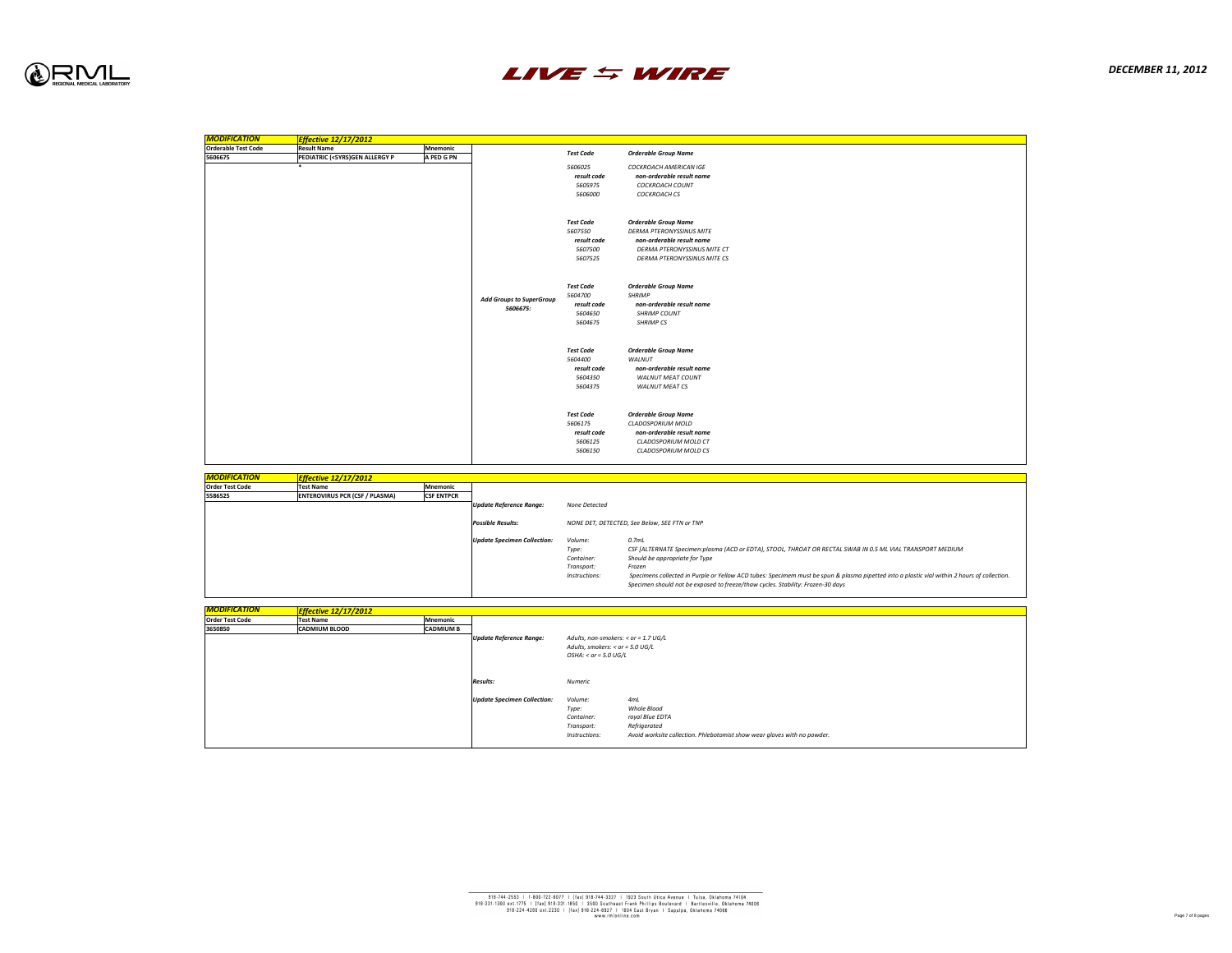| MODIFICATION | Effective 12/17/2012 | | | | |
|---|---|---|---|---|---|
| **Orderable Test Code** | **Result Name** | **Mnemonic** | | | |
| 5606675 | PEDIATRIC (<5YRS)GEN ALLERGY P | A PED G PN | | | |
| | * | | | | |
| | | | | *Test Code* | *Orderable Group Name* |
| | | | | *5606025* | *COCKROACH AMERICAN IGE* |
| | | | | *result code* | *non-orderable result name* |
| | | | | *5605975* | *COCKROACH COUNT* |
| | | | | *5606000* | *COCKROACH CS* |
| | | | | *Test Code* | *Orderable Group Name* |
| | | | | *5607550* | *DERMA PTERONYSSINUS MITE* |
| | | | | *result code* | *non-orderable result name* |
| | | | | *5607500* | *DERMA PTERONYSSINUS MITE CT* |
| | | | | *5607525* | *DERMA PTERONYSSINUS MITE CS* |
| | | | *Add Groups to SuperGroup 5606675:* | *Test Code* | *Orderable Group Name* |
| | | | | *5604700* | *SHRIMP* |
| | | | | *result code* | *non-orderable result name* |
| | | | | *5604650* | *SHRIMP COUNT* |
| | | | | *5604675* | *SHRIMP CS* |
| | | | | *Test Code* | *Orderable Group Name* |
| | | | | *5604400* | *WALNUT* |
| | | | | *result code* | *non-orderable result name* |
| | | | | *5604350* | *WALNUT MEAT COUNT* |
| | | | | *5604375* | *WALNUT MEAT CS* |
| | | | | *Test Code* | *Orderable Group Name* |
| | | | | *5606175* | *CLADOSPORIUM MOLD* |
| | | | | *result code* | *non-orderable result name* |
| | | | | *5606125* | *CLADOSPORIUM MOLD CT* |
| | | | | *5606150* | *CLADOSPORIUM MOLD CS* |

| MODIFICATION | Effective 12/17/2012 | | | | |
|---|---|---|---|---|---|
| **Order Test Code** | **Test Name** | **Mnemonic** | | | |
| 5586525 | ENTEROVIRUS PCR (CSF / PLASMA) | CSF ENTPCR | | | |
| | | | *Update Reference Range:* | *None Detected* | |
| | | | *Possible Results:* | *NONE DET, DETECTED, See Below, SEE FTN or TNP* | |
| | | | *Update Specimen Collection:* | *Volume:* | *0.7mL* |
| | | | | *Type:* | *CSF [ALTERNATE Specimen:plasma (ACD or EDTA), STOOL, THROAT OR RECTAL SWAB IN 0.5 ML VIAL TRANSPORT MEDIUM* |
| | | | | *Container:* | *Should be appropriate for Type* |
| | | | | *Transport:* | *Frozen* |
| | | | | *Instructions:* | *Specimens collected in Purple or Yellow ACD tubes: Specimemn must be spun & plasma pipetted into a plastic vial within 2 hours of collection. Specimen should not be exposed to freeze/thaw cycles. Stability: Frozen-30 days* |

| MODIFICATION | Effective 12/17/2012 | | | | |
|---|---|---|---|---|---|
| **Order Test Code** | **Test Name** | **Mnemonic** | | | |
| 3650850 | CADMIUM BLOOD | CADMIUM B | | | |
| | | | *Update Reference Range:* | *Adults, non-smokers: < or = 1.7 UG/L* <br> *Adults, smokers: < or = 5.0 UG/L* <br> *OSHA: < or = 5.0 UG/L* | |
| | | | *Results:* | *Numeric* | |
| | | | *Update Specimen Collection:* | *Volume:* | *4mL* |
| | | | | *Type:* | *Whole Blood* |
| | | | | *Container:* | *royal Blue EDTA* |
| | | | | *Transport:* | *Refrigerated* |
| | | | | *Instructions:* | *Avoid worksite collection. Phlebotomist show wear gloves with no powder.* |

918-744-2553 | 1-800-722-8077 | [fax] 918-744-3327 | 1923 South Utica Avenue | Tulsa, Oklahoma 74104
918-331-1300 ext.1775 | [fax] 918-331-1850 | 3500 Southeast Frank Phillips Boulevard | Bartlesville, Oklahoma 74006
918-224-4280 ext.2230 | [fax] 918-224-8927 | 1604 East Bryan | Sapulpa, Oklahoma 74066
www.rmlonline.com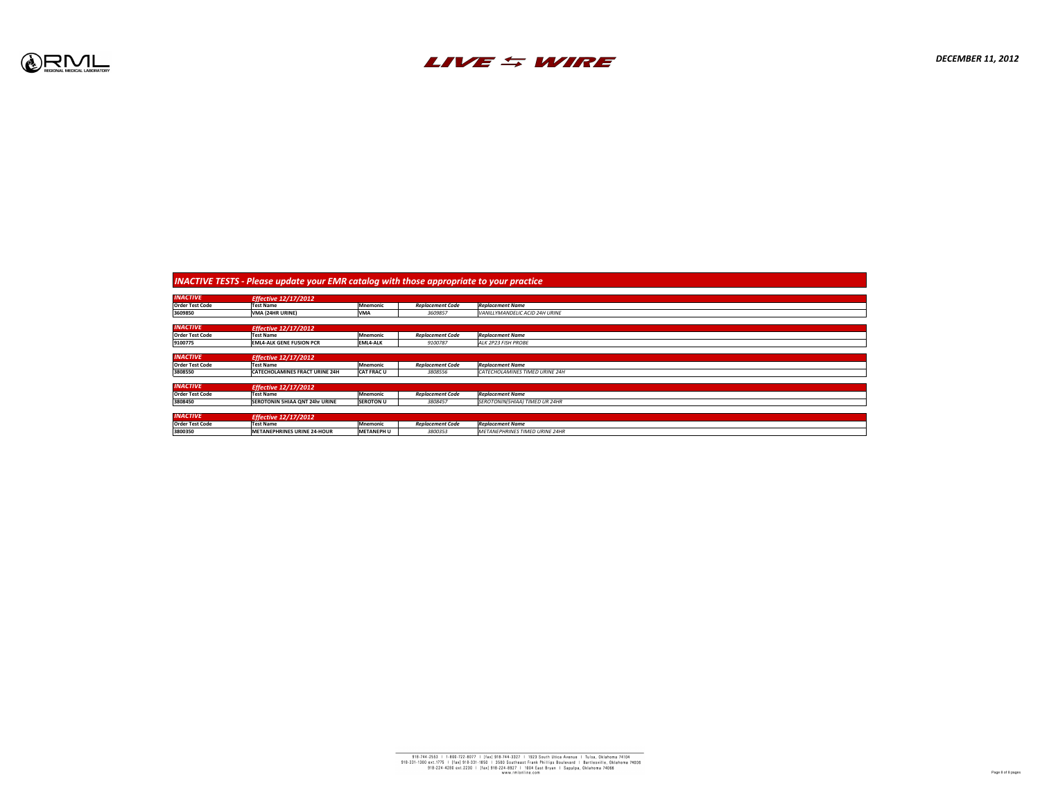## INACTIVE TESTS - Please update your EMR catalog with those appropriate to your practice

| INACTIVE | Effective 12/17/2012 | | | |
|---|---|---|---|---|
| **Order Test Code** | **Test Name** | **Mnemonic** | ***Replacement Code*** | ***Replacement Name*** |
| 3609850 | VMA (24HR URINE) | VMA | *3609857* | *VANILLYMANDELIC ACID 24H URINE* |

| INACTIVE | Effective 12/17/2012 | | | |
|---|---|---|---|---|
| **Order Test Code** | **Test Name** | **Mnemonic** | ***Replacement Code*** | ***Replacement Name*** |
| 9100775 | EML4-ALK GENE FUSION PCR | EML4-ALK | *9100787* | *ALK 2P23 FISH PROBE* |

| INACTIVE | Effective 12/17/2012 | | | |
|---|---|---|---|---|
| **Order Test Code** | **Test Name** | **Mnemonic** | ***Replacement Code*** | ***Replacement Name*** |
| 3808550 | CATECHOLAMINES FRACT URINE 24H | CAT FRAC U | *3808556* | *CATECHOLAMINES TIMED URINE 24H* |

| INACTIVE | Effective 12/17/2012 | | | |
|---|---|---|---|---|
| **Order Test Code** | **Test Name** | **Mnemonic** | ***Replacement Code*** | ***Replacement Name*** |
| 3808450 | SEROTONIN 5HIAA QNT 24hr URINE | SEROTON U | *3808457* | *SEROTONIN(5HIAA) TIMED UR 24HR* |

| INACTIVE | Effective 12/17/2012 | | | |
|---|---|---|---|---|
| **Order Test Code** | **Test Name** | **Mnemonic** | ***Replacement Code*** | ***Replacement Name*** |
| 3800350 | METANEPHRINES URINE 24-HOUR | METANEPH U | *3800353* | *METANEPHRINES TIMED URINE 24HR* |